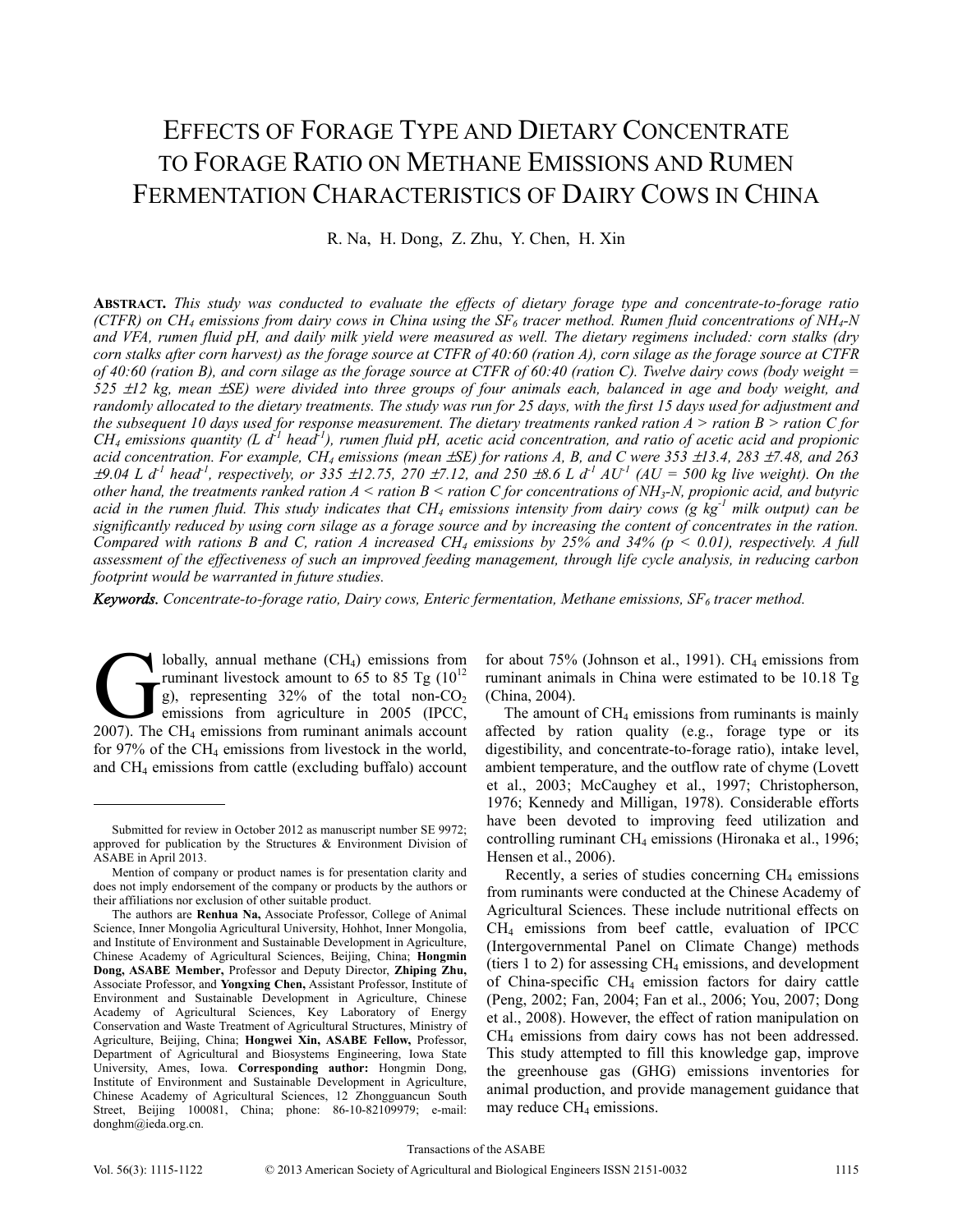# Effects of Forage Type and Dietary Concentrate to Forage Ratio on Methane Emissions and Rumen Fermentation Characteristics of Dairy Cows in China

R. Na, H. Dong, Z. Zhu, Y. Chen, H. Xin

**Abstract.** *This study was conducted to evaluate the effects of dietary forage type and concentrate-to-forage ratio (CTFR) on $CH_4$ emissions from dairy cows in China using the $SF_6$ tracer method. Rumen fluid concentrations of $NH_4$-N and VFA, rumen fluid pH, and daily milk yield were measured as well. The dietary regimens included: corn stalks (dry corn stalks after corn harvest) as the forage source at CTFR of 40:60 (ration A), corn silage as the forage source at CTFR of 40:60 (ration B), and corn silage as the forage source at CTFR of 60:40 (ration C). Twelve dairy cows (body weight = 525 ±12 kg, mean ±SE) were divided into three groups of four animals each, balanced in age and body weight, and randomly allocated to the dietary treatments. The study was run for 25 days, with the first 15 days used for adjustment and the subsequent 10 days used for response measurement. The dietary treatments ranked ration A > ration B > ration C for $CH_4$ emissions quantity (L $d^{-1}$ $head^{-1}$), rumen fluid pH, acetic acid concentration, and ratio of acetic acid and propionic acid concentration. For example, $CH_4$ emissions (mean ±SE) for rations A, B, and C were 353 ±13.4, 283 ±7.48, and 263 ±9.04 L $d^{-1}$ $head^{-1}$, respectively, or 335 ±12.75, 270 ±7.12, and 250 ±8.6 L $d^{-1}$ $AU^{-1}$ (AU = 500 kg live weight). On the other hand, the treatments ranked ration A < ration B < ration C for concentrations of $NH_3$-N, propionic acid, and butyric acid in the rumen fluid. This study indicates that $CH_4$ emissions intensity from dairy cows (g $kg^{-1}$ milk output) can be significantly reduced by using corn silage as a forage source and by increasing the content of concentrates in the ration. Compared with rations B and C, ration A increased $CH_4$ emissions by 25% and 34% ($p < 0.01$), respectively. A full assessment of the effectiveness of such an improved feeding management, through life cycle analysis, in reducing carbon footprint would be warranted in future studies.*

***Keywords.*** *Concentrate-to-forage ratio, Dairy cows, Enteric fermentation, Methane emissions, $SF_6$ tracer method.*

Globally, annual methane ($CH_4$) emissions from ruminant livestock amount to 65 to 85 Tg ($10^{12}$ g), representing 32% of the total non-$CO_2$ emissions from agriculture in 2005 (IPCC, 2007). The $CH_4$ emissions from ruminant animals account for 97% of the $CH_4$ emissions from livestock in the world, and $CH_4$ emissions from cattle (excluding buffalo) account for about 75% (Johnson et al., 1991). $CH_4$ emissions from ruminant animals in China were estimated to be 10.18 Tg (China, 2004).

The amount of $CH_4$ emissions from ruminants is mainly affected by ration quality (e.g., forage type or its digestibility, and concentrate-to-forage ratio), intake level, ambient temperature, and the outflow rate of chyme (Lovett et al., 2003; McCaughey et al., 1997; Christopherson, 1976; Kennedy and Milligan, 1978). Considerable efforts have been devoted to improving feed utilization and controlling ruminant $CH_4$ emissions (Hironaka et al., 1996; Hensen et al., 2006).

Recently, a series of studies concerning $CH_4$ emissions from ruminants were conducted at the Chinese Academy of Agricultural Sciences. These include nutritional effects on $CH_4$ emissions from beef cattle, evaluation of IPCC (Intergovernmental Panel on Climate Change) methods (tiers 1 to 2) for assessing $CH_4$ emissions, and development of China-specific $CH_4$ emission factors for dairy cattle (Peng, 2002; Fan, 2004; Fan et al., 2006; You, 2007; Dong et al., 2008). However, the effect of ration manipulation on $CH_4$ emissions from dairy cows has not been addressed. This study attempted to fill this knowledge gap, improve the greenhouse gas (GHG) emissions inventories for animal production, and provide management guidance that may reduce $CH_4$ emissions.

---

Submitted for review in October 2012 as manuscript number SE 9972; approved for publication by the Structures & Environment Division of ASABE in April 2013.

Mention of company or product names is for presentation clarity and does not imply endorsement of the company or products by the authors or their affiliations nor exclusion of other suitable product.

The authors are **Renhua Na,** Associate Professor, College of Animal Science, Inner Mongolia Agricultural University, Hohhot, Inner Mongolia, and Institute of Environment and Sustainable Development in Agriculture, Chinese Academy of Agricultural Sciences, Beijing, China; **Hongmin Dong, ASABE Member,** Professor and Deputy Director, **Zhiping Zhu,** Associate Professor, and **Yongxing Chen,** Assistant Professor, Institute of Environment and Sustainable Development in Agriculture, Chinese Academy of Agricultural Sciences, Key Laboratory of Energy Conservation and Waste Treatment of Agricultural Structures, Ministry of Agriculture, Beijing, China; **Hongwei Xin, ASABE Fellow,** Professor, Department of Agricultural and Biosystems Engineering, Iowa State University, Ames, Iowa. **Corresponding author:** Hongmin Dong, Institute of Environment and Sustainable Development in Agriculture, Chinese Academy of Agricultural Sciences, 12 Zhongguancun South Street, Beijing 100081, China; phone: 86-10-82109979; e-mail: donghm@ieda.org.cn.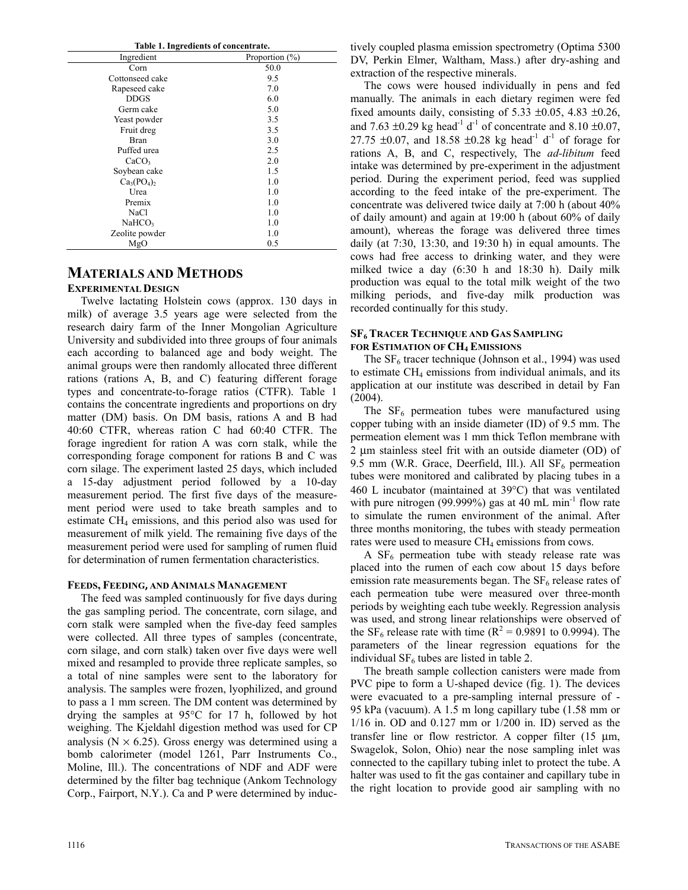**Table 1. Ingredients of concentrate.**

| Ingredient | Proportion (%) |
|---|---|
| Corn | 50.0 |
| Cottonseed cake | 9.5 |
| Rapeseed cake | 7.0 |
| DDGS | 6.0 |
| Germ cake | 5.0 |
| Yeast powder | 3.5 |
| Fruit dreg | 3.5 |
| Bran | 3.0 |
| Puffed urea | 2.5 |
| $CaCO_3$ | 2.0 |
| Soybean cake | 1.5 |
| $Ca_3(PO_4)_2$ | 1.0 |
| Urea | 1.0 |
| Premix | 1.0 |
| NaCl | 1.0 |
| $NaHCO_3$ | 1.0 |
| Zeolite powder | 1.0 |
| MgO | 0.5 |

# MATERIALS AND METHODS

## EXPERIMENTAL DESIGN

Twelve lactating Holstein cows (approx. 130 days in milk) of average 3.5 years age were selected from the research dairy farm of the Inner Mongolian Agriculture University and subdivided into three groups of four animals each according to balanced age and body weight. The animal groups were then randomly allocated three different rations (rations A, B, and C) featuring different forage types and concentrate-to-forage ratios (CTFR). Table 1 contains the concentrate ingredients and proportions on dry matter (DM) basis. On DM basis, rations A and B had 40:60 CTFR, whereas ration C had 60:40 CTFR. The forage ingredient for ration A was corn stalk, while the corresponding forage component for rations B and C was corn silage. The experiment lasted 25 days, which included a 15-day adjustment period followed by a 10-day measurement period. The first five days of the measurement period were used to take breath samples and to estimate $CH_4$ emissions, and this period also was used for measurement of milk yield. The remaining five days of the measurement period were used for sampling of rumen fluid for determination of rumen fermentation characteristics.

## FEEDS, FEEDING, AND ANIMALS MANAGEMENT

The feed was sampled continuously for five days during the gas sampling period. The concentrate, corn silage, and corn stalk were sampled when the five-day feed samples were collected. All three types of samples (concentrate, corn silage, and corn stalk) taken over five days were well mixed and resampled to provide three replicate samples, so a total of nine samples were sent to the laboratory for analysis. The samples were frozen, lyophilized, and ground to pass a 1 mm screen. The DM content was determined by drying the samples at 95°C for 17 h, followed by hot weighing. The Kjeldahl digestion method was used for CP analysis (N × 6.25). Gross energy was determined using a bomb calorimeter (model 1261, Parr Instruments Co., Moline, Ill.). The concentrations of NDF and ADF were determined by the filter bag technique (Ankom Technology Corp., Fairport, N.Y.). Ca and P were determined by inductively coupled plasma emission spectrometry (Optima 5300 DV, Perkin Elmer, Waltham, Mass.) after dry-ashing and extraction of the respective minerals.

The cows were housed individually in pens and fed manually. The animals in each dietary regimen were fed fixed amounts daily, consisting of 5.33 ±0.05, 4.83 ±0.26, and 7.63 ±0.29 kg head$^{-1}$ d$^{-1}$ of concentrate and 8.10 ±0.07, 27.75 ±0.07, and 18.58 ±0.28 kg head$^{-1}$ d$^{-1}$ of forage for rations A, B, and C, respectively, The *ad-libitum* feed intake was determined by pre-experiment in the adjustment period. During the experiment period, feed was supplied according to the feed intake of the pre-experiment. The concentrate was delivered twice daily at 7:00 h (about 40% of daily amount) and again at 19:00 h (about 60% of daily amount), whereas the forage was delivered three times daily (at 7:30, 13:30, and 19:30 h) in equal amounts. The cows had free access to drinking water, and they were milked twice a day (6:30 h and 18:30 h). Daily milk production was equal to the total milk weight of the two milking periods, and five-day milk production was recorded continually for this study.

## $SF_6$ TRACER TECHNIQUE AND GAS SAMPLING FOR ESTIMATION OF $CH_4$ EMISSIONS

The $SF_6$ tracer technique (Johnson et al., 1994) was used to estimate $CH_4$ emissions from individual animals, and its application at our institute was described in detail by Fan (2004).

The $SF_6$ permeation tubes were manufactured using copper tubing with an inside diameter (ID) of 9.5 mm. The permeation element was 1 mm thick Teflon membrane with 2 μm stainless steel frit with an outside diameter (OD) of 9.5 mm (W.R. Grace, Deerfield, Ill.). All $SF_6$ permeation tubes were monitored and calibrated by placing tubes in a 460 L incubator (maintained at 39°C) that was ventilated with pure nitrogen (99.999%) gas at 40 mL min$^{-1}$ flow rate to simulate the rumen environment of the animal. After three months monitoring, the tubes with steady permeation rates were used to measure $CH_4$ emissions from cows.

A $SF_6$ permeation tube with steady release rate was placed into the rumen of each cow about 15 days before emission rate measurements began. The $SF_6$ release rates of each permeation tube were measured over three-month periods by weighting each tube weekly. Regression analysis was used, and strong linear relationships were observed of the $SF_6$ release rate with time ($R^2$ = 0.9891 to 0.9994). The parameters of the linear regression equations for the individual $SF_6$ tubes are listed in table 2.

The breath sample collection canisters were made from PVC pipe to form a U-shaped device (fig. 1). The devices were evacuated to a pre-sampling internal pressure of -95 kPa (vacuum). A 1.5 m long capillary tube (1.58 mm or 1/16 in. OD and 0.127 mm or 1/200 in. ID) served as the transfer line or flow restrictor. A copper filter (15 μm, Swagelok, Solon, Ohio) near the nose sampling inlet was connected to the capillary tubing inlet to protect the tube. A halter was used to fit the gas container and capillary tube in the right location to provide good air sampling with no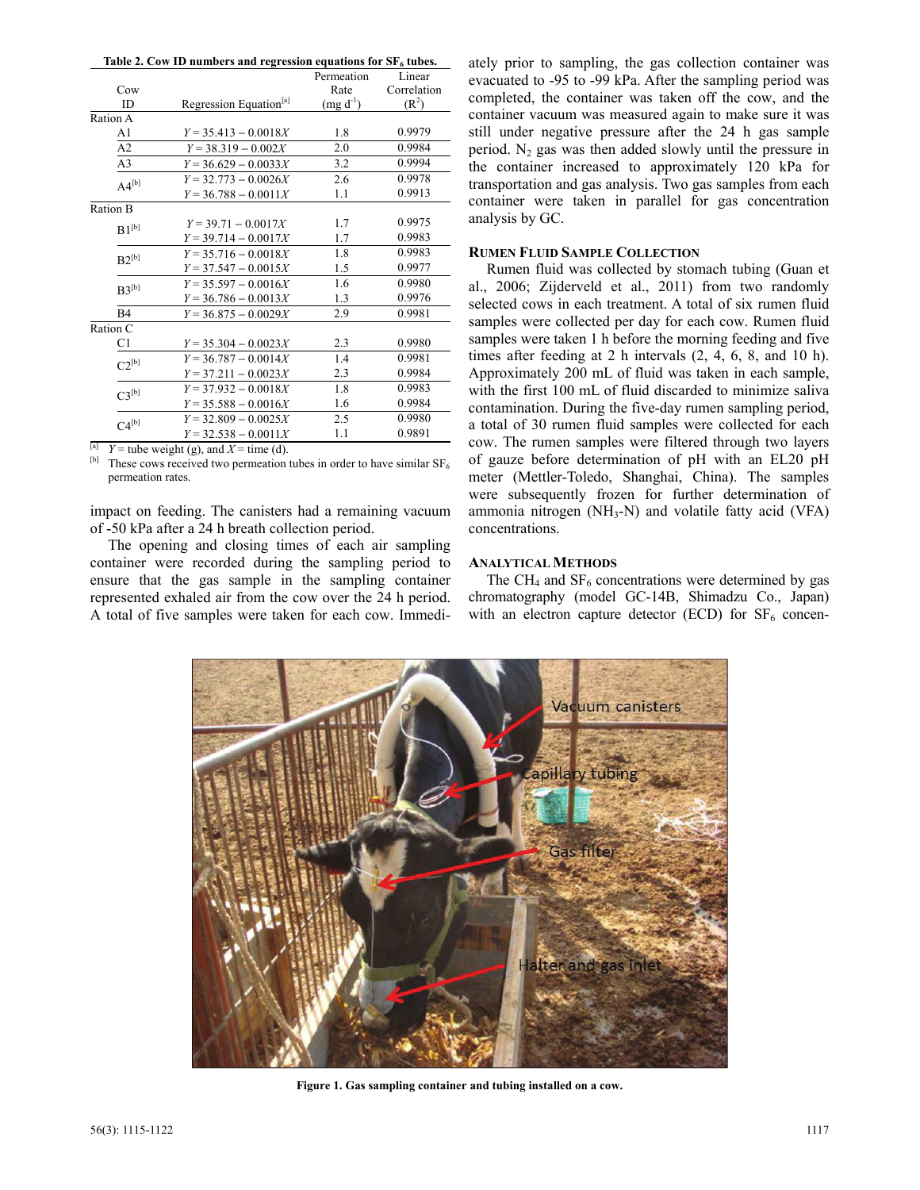**Table 2. Cow ID numbers and regression equations for $SF_6$ tubes.**

| Cow ID | Regression Equation[a] | Permeation Rate (mg $d^{-1}$) | Linear Correlation ($R^2$) |
|---|---|---|---|
| Ration A | | | |
| A1 | $Y = 35.413 - 0.0018X$ | 1.8 | 0.9979 |
| A2 | $Y = 38.319 - 0.002X$ | 2.0 | 0.9984 |
| A3 | $Y = 36.629 - 0.0033X$ | 3.2 | 0.9994 |
| A4[b] | $Y = 32.773 - 0.0026X$ | 2.6 | 0.9978 |
| | $Y = 36.788 - 0.0011X$ | 1.1 | 0.9913 |
| Ration B | | | |
| B1[b] | $Y = 39.71 - 0.0017X$ | 1.7 | 0.9975 |
| | $Y = 39.714 - 0.0017X$ | 1.7 | 0.9983 |
| B2[b] | $Y = 35.716 - 0.0018X$ | 1.8 | 0.9983 |
| | $Y = 37.547 - 0.0015X$ | 1.5 | 0.9977 |
| B3[b] | $Y = 35.597 - 0.0016X$ | 1.6 | 0.9980 |
| | $Y = 36.786 - 0.0013X$ | 1.3 | 0.9976 |
| B4 | $Y = 36.875 - 0.0029X$ | 2.9 | 0.9981 |
| Ration C | | | |
| C1 | $Y = 35.304 - 0.0023X$ | 2.3 | 0.9980 |
| C2[b] | $Y = 36.787 - 0.0014X$ | 1.4 | 0.9981 |
| | $Y = 37.211 - 0.0023X$ | 2.3 | 0.9984 |
| C3[b] | $Y = 37.932 - 0.0018X$ | 1.8 | 0.9983 |
| | $Y = 35.588 - 0.0016X$ | 1.6 | 0.9984 |
| C4[b] | $Y = 32.809 - 0.0025X$ | 2.5 | 0.9980 |
| | $Y = 32.538 - 0.0011X$ | 1.1 | 0.9891 |

[a] $Y$ = tube weight (g), and $X$ = time (d).

[b] These cows received two permeation tubes in order to have similar $SF_6$ permeation rates.

impact on feeding. The canisters had a remaining vacuum of -50 kPa after a 24 h breath collection period.

The opening and closing times of each air sampling container were recorded during the sampling period to ensure that the gas sample in the sampling container represented exhaled air from the cow over the 24 h period. A total of five samples were taken for each cow. Immediately prior to sampling, the gas collection container was evacuated to -95 to -99 kPa. After the sampling period was completed, the container was taken off the cow, and the container vacuum was measured again to make sure it was still under negative pressure after the 24 h gas sample period. $N_2$ gas was then added slowly until the pressure in the container increased to approximately 120 kPa for transportation and gas analysis. Two gas samples from each container were taken in parallel for gas concentration analysis by GC.

### Rumen Fluid Sample Collection

Rumen fluid was collected by stomach tubing (Guan et al., 2006; Zijderveld et al., 2011) from two randomly selected cows in each treatment. A total of six rumen fluid samples were collected per day for each cow. Rumen fluid samples were taken 1 h before the morning feeding and five times after feeding at 2 h intervals (2, 4, 6, 8, and 10 h). Approximately 200 mL of fluid was taken in each sample, with the first 100 mL of fluid discarded to minimize saliva contamination. During the five-day rumen sampling period, a total of 30 rumen fluid samples were collected for each cow. The rumen samples were filtered through two layers of gauze before determination of pH with an EL20 pH meter (Mettler-Toledo, Shanghai, China). The samples were subsequently frozen for further determination of ammonia nitrogen ($NH_3$-N) and volatile fatty acid (VFA) concentrations.

### Analytical Methods

The $CH_4$ and $SF_6$ concentrations were determined by gas chromatography (model GC-14B, Shimadzu Co., Japan) with an electron capture detector (ECD) for $SF_6$ concen-

**Figure 1. Gas sampling container and tubing installed on a cow.**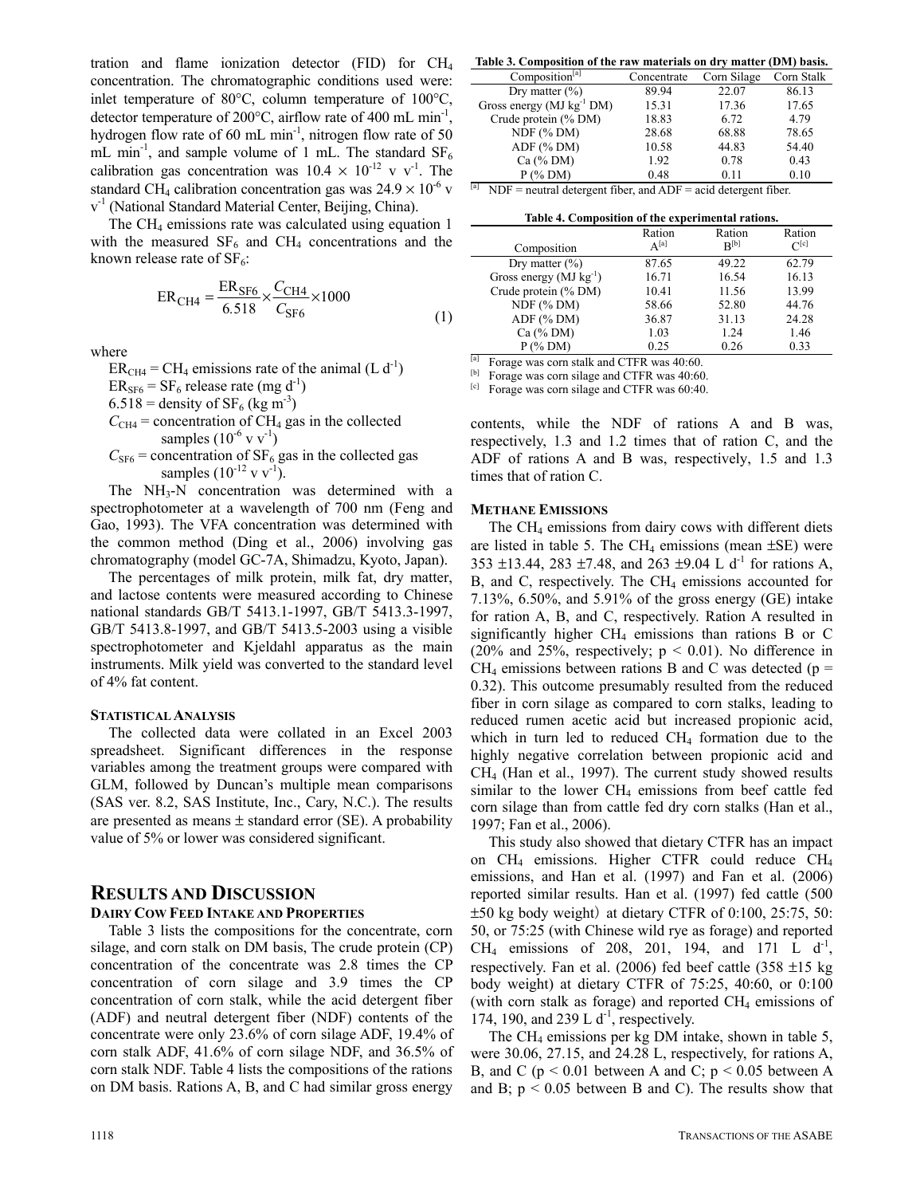tration and flame ionization detector (FID) for $CH_4$ concentration. The chromatographic conditions used were: inlet temperature of 80°C, column temperature of 100°C, detector temperature of 200°C, airflow rate of 400 mL $min^{-1}$, hydrogen flow rate of 60 mL $min^{-1}$, nitrogen flow rate of 50 mL $min^{-1}$, and sample volume of 1 mL. The standard $SF_6$ calibration gas concentration was $10.4 \times 10^{-12}$ v $v^{-1}$. The standard $CH_4$ calibration concentration gas was $24.9 \times 10^{-6}$ v $v^{-1}$ (National Standard Material Center, Beijing, China).

The $CH_4$ emissions rate was calculated using equation 1 with the measured $SF_6$ and $CH_4$ concentrations and the known release rate of $SF_6$:

$$ER_{CH4} = \frac{ER_{SF6}}{6.518} \times \frac{C_{CH4}}{C_{SF6}} \times 1000 \tag{1}$$

where

$ER_{CH4}$ = $CH_4$ emissions rate of the animal (L $d^{-1}$)

$ER_{SF6}$ = $SF_6$ release rate (mg $d^{-1}$)

6.518 = density of $SF_6$ (kg $m^{-3}$)

$C_{CH4}$ = concentration of $CH_4$ gas in the collected samples ($10^{-6}$ v $v^{-1}$)

$C_{SF6}$ = concentration of $SF_6$ gas in the collected gas samples ($10^{-12}$ v $v^{-1}$).

The $NH_3$-N concentration was determined with a spectrophotometer at a wavelength of 700 nm (Feng and Gao, 1993). The VFA concentration was determined with the common method (Ding et al., 2006) involving gas chromatography (model GC-7A, Shimadzu, Kyoto, Japan).

The percentages of milk protein, milk fat, dry matter, and lactose contents were measured according to Chinese national standards GB/T 5413.1-1997, GB/T 5413.3-1997, GB/T 5413.8-1997, and GB/T 5413.5-2003 using a visible spectrophotometer and Kjeldahl apparatus as the main instruments. Milk yield was converted to the standard level of 4% fat content.

### Statistical Analysis

The collected data were collated in an Excel 2003 spreadsheet. Significant differences in the response variables among the treatment groups were compared with GLM, followed by Duncan's multiple mean comparisons (SAS ver. 8.2, SAS Institute, Inc., Cary, N.C.). The results are presented as means ± standard error (SE). A probability value of 5% or lower was considered significant.

## Results and Discussion

### Dairy Cow Feed Intake and Properties

Table 3 lists the compositions for the concentrate, corn silage, and corn stalk on DM basis, The crude protein (CP) concentration of the concentrate was 2.8 times the CP concentration of corn silage and 3.9 times the CP concentration of corn stalk, while the acid detergent fiber (ADF) and neutral detergent fiber (NDF) contents of the concentrate were only 23.6% of corn silage ADF, 19.4% of corn stalk ADF, 41.6% of corn silage NDF, and 36.5% of corn stalk NDF. Table 4 lists the compositions of the rations on DM basis. Rations A, B, and C had similar gross energy contents, while the NDF of rations A and B was, respectively, 1.3 and 1.2 times that of ration C, and the ADF of rations A and B was, respectively, 1.5 and 1.3 times that of ration C.

**Table 3. Composition of the raw materials on dry matter (DM) basis.**

| Composition[a] | Concentrate | Corn Silage | Corn Stalk |
|---|---|---|---|
| Dry matter (%) | 89.94 | 22.07 | 86.13 |
| Gross energy (MJ $kg^{-1}$ DM) | 15.31 | 17.36 | 17.65 |
| Crude protein (% DM) | 18.83 | 6.72 | 4.79 |
| NDF (% DM) | 28.68 | 68.88 | 78.65 |
| ADF (% DM) | 10.58 | 44.83 | 54.40 |
| Ca (% DM) | 1.92 | 0.78 | 0.43 |
| P (% DM) | 0.48 | 0.11 | 0.10 |

[a] NDF = neutral detergent fiber, and ADF = acid detergent fiber.

**Table 4. Composition of the experimental rations.**

| Composition | Ration A[a] | Ration B[b] | Ration C[c] |
|---|---|---|---|
| Dry matter (%) | 87.65 | 49.22 | 62.79 |
| Gross energy (MJ $kg^{-1}$) | 16.71 | 16.54 | 16.13 |
| Crude protein (% DM) | 10.41 | 11.56 | 13.99 |
| NDF (% DM) | 58.66 | 52.80 | 44.76 |
| ADF (% DM) | 36.87 | 31.13 | 24.28 |
| Ca (% DM) | 1.03 | 1.24 | 1.46 |
| P (% DM) | 0.25 | 0.26 | 0.33 |

[a] Forage was corn stalk and CTFR was 40:60.
[b] Forage was corn silage and CTFR was 40:60.
[c] Forage was corn silage and CTFR was 60:40.

### Methane Emissions

The $CH_4$ emissions from dairy cows with different diets are listed in table 5. The $CH_4$ emissions (mean ±SE) were 353 ±13.44, 283 ±7.48, and 263 ±9.04 L $d^{-1}$ for rations A, B, and C, respectively. The $CH_4$ emissions accounted for 7.13%, 6.50%, and 5.91% of the gross energy (GE) intake for ration A, B, and C, respectively. Ration A resulted in significantly higher $CH_4$ emissions than rations B or C (20% and 25%, respectively; $p < 0.01$). No difference in $CH_4$ emissions between rations B and C was detected ($p = 0.32$). This outcome presumably resulted from the reduced fiber in corn silage as compared to corn stalks, leading to reduced rumen acetic acid but increased propionic acid, which in turn led to reduced $CH_4$ formation due to the highly negative correlation between propionic acid and $CH_4$ (Han et al., 1997). The current study showed results similar to the lower $CH_4$ emissions from beef cattle fed corn silage than from cattle fed dry corn stalks (Han et al., 1997; Fan et al., 2006).

This study also showed that dietary CTFR has an impact on $CH_4$ emissions. Higher CTFR could reduce $CH_4$ emissions, and Han et al. (1997) and Fan et al. (2006) reported similar results. Han et al. (1997) fed cattle (500 ±50 kg body weight) at dietary CTFR of 0:100, 25:75, 50: 50, or 75:25 (with Chinese wild rye as forage) and reported $CH_4$ emissions of 208, 201, 194, and 171 L $d^{-1}$, respectively. Fan et al. (2006) fed beef cattle (358 ±15 kg body weight) at dietary CTFR of 75:25, 40:60, or 0:100 (with corn stalk as forage) and reported $CH_4$ emissions of 174, 190, and 239 L $d^{-1}$, respectively.

The $CH_4$ emissions per kg DM intake, shown in table 5, were 30.06, 27.15, and 24.28 L, respectively, for rations A, B, and C ($p < 0.01$ between A and C; $p < 0.05$ between A and B; $p < 0.05$ between B and C). The results show that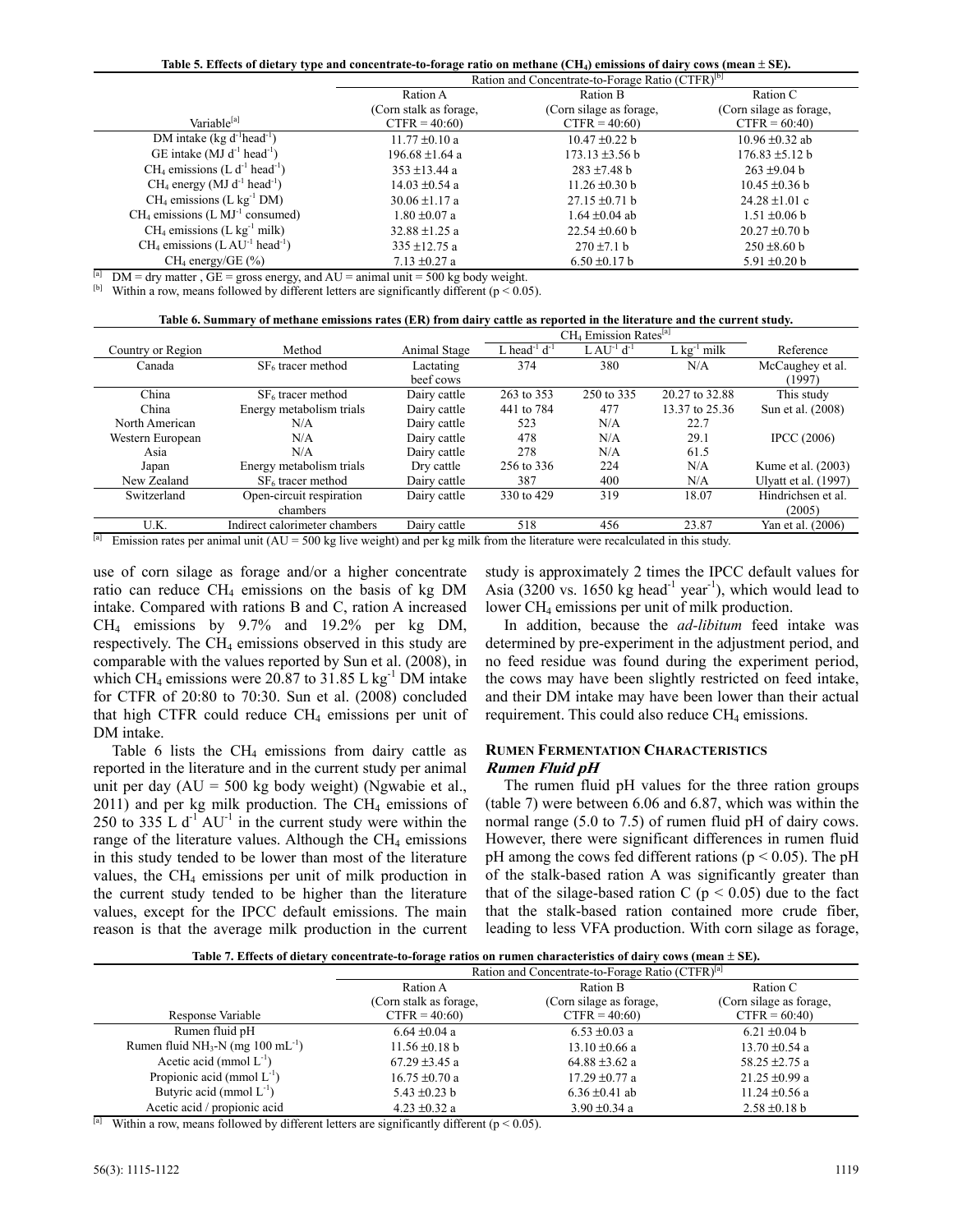**Table 5. Effects of dietary type and concentrate-to-forage ratio on methane ($CH_4$) emissions of dairy cows (mean ± SE).**

| Variable[a] | Ration and Concentrate-to-Forage Ratio (CTFR)[b] | | |
|---|---|---|---|
| | Ration A (Corn stalk as forage, CTFR = 40:60) | Ration B (Corn silage as forage, CTFR = 40:60) | Ration C (Corn silage as forage, CTFR = 60:40) |
| DM intake (kg $d^{-1}$ $head^{-1}$) | 11.77 ±0.10 a | 10.47 ±0.22 b | 10.96 ±0.32 ab |
| GE intake (MJ $d^{-1}$ $head^{-1}$) | 196.68 ±1.64 a | 173.13 ±3.56 b | 176.83 ±5.12 b |
| $CH_4$ emissions (L $d^{-1}$ $head^{-1}$) | 353 ±13.44 a | 283 ±7.48 b | 263 ±9.04 b |
| $CH_4$ energy (MJ $d^{-1}$ $head^{-1}$) | 14.03 ±0.54 a | 11.26 ±0.30 b | 10.45 ±0.36 b |
| $CH_4$ emissions (L $kg^{-1}$ DM) | 30.06 ±1.17 a | 27.15 ±0.71 b | 24.28 ±1.01 c |
| $CH_4$ emissions (L $MJ^{-1}$ consumed) | 1.80 ±0.07 a | 1.64 ±0.04 ab | 1.51 ±0.06 b |
| $CH_4$ emissions (L $kg^{-1}$ milk) | 32.88 ±1.25 a | 22.54 ±0.60 b | 20.27 ±0.70 b |
| $CH_4$ emissions (L $AU^{-1}$ $head^{-1}$) | 335 ±12.75 a | 270 ±7.1 b | 250 ±8.60 b |
| $CH_4$ energy/GE (%) | 7.13 ±0.27 a | 6.50 ±0.17 b | 5.91 ±0.20 b |

[a] DM = dry matter , GE = gross energy, and AU = animal unit = 500 kg body weight.
[b] Within a row, means followed by different letters are significantly different ($p < 0.05$).

**Table 6. Summary of methane emissions rates (ER) from dairy cattle as reported in the literature and the current study.**

| Country or Region | Method | Animal Stage | $CH_4$ Emission Rates[a] | | | Reference |
|---|---|---|---|---|---|---|
| | | | L $head^{-1}$ $d^{-1}$ | L $AU^{-1}$ $d^{-1}$ | L $kg^{-1}$ milk | |
| Canada | $SF_6$ tracer method | Lactating beef cows | 374 | 380 | N/A | McCaughey et al. (1997) |
| China | $SF_6$ tracer method | Dairy cattle | 263 to 353 | 250 to 335 | 20.27 to 32.88 | This study |
| China | Energy metabolism trials | Dairy cattle | 441 to 784 | 477 | 13.37 to 25.36 | Sun et al. (2008) |
| North American | N/A | Dairy cattle | 523 | N/A | 22.7 | |
| Western European | N/A | Dairy cattle | 478 | N/A | 29.1 | IPCC (2006) |
| Asia | N/A | Dairy cattle | 278 | N/A | 61.5 | |
| Japan | Energy metabolism trials | Dry cattle | 256 to 336 | 224 | N/A | Kume et al. (2003) |
| New Zealand | $SF_6$ tracer method | Dairy cattle | 387 | 400 | N/A | Ulyatt et al. (1997) |
| Switzerland | Open-circuit respiration chambers | Dairy cattle | 330 to 429 | 319 | 18.07 | Hindrichsen et al. (2005) |
| U.K. | Indirect calorimeter chambers | Dairy cattle | 518 | 456 | 23.87 | Yan et al. (2006) |

[a] Emission rates per animal unit (AU = 500 kg live weight) and per kg milk from the literature were recalculated in this study.

use of corn silage as forage and/or a higher concentrate ratio can reduce $CH_4$ emissions on the basis of kg DM intake. Compared with rations B and C, ration A increased $CH_4$ emissions by 9.7% and 19.2% per kg DM, respectively. The $CH_4$ emissions observed in this study are comparable with the values reported by Sun et al. (2008), in which $CH_4$ emissions were 20.87 to 31.85 L $kg^{-1}$ DM intake for CTFR of 20:80 to 70:30. Sun et al. (2008) concluded that high CTFR could reduce $CH_4$ emissions per unit of DM intake.

Table 6 lists the $CH_4$ emissions from dairy cattle as reported in the literature and in the current study per animal unit per day (AU = 500 kg body weight) (Ngwabie et al., 2011) and per kg milk production. The $CH_4$ emissions of 250 to 335 L $d^{-1}$ $AU^{-1}$ in the current study were within the range of the literature values. Although the $CH_4$ emissions in this study tended to be lower than most of the literature values, the $CH_4$ emissions per unit of milk production in the current study tended to be higher than the literature values, except for the IPCC default emissions. The main reason is that the average milk production in the current study is approximately 2 times the IPCC default values for Asia (3200 vs. 1650 kg $head^{-1}$ $year^{-1}$), which would lead to lower $CH_4$ emissions per unit of milk production.

In addition, because the *ad-libitum* feed intake was determined by pre-experiment in the adjustment period, and no feed residue was found during the experiment period, the cows may have been slightly restricted on feed intake, and their DM intake may have been lower than their actual requirement. This could also reduce $CH_4$ emissions.

## Rumen Fermentation Characteristics

### *Rumen Fluid pH*

The rumen fluid pH values for the three ration groups (table 7) were between 6.06 and 6.87, which was within the normal range (5.0 to 7.5) of rumen fluid pH of dairy cows. However, there were significant differences in rumen fluid pH among the cows fed different rations ($p < 0.05$). The pH of the stalk-based ration A was significantly greater than that of the silage-based ration C ($p < 0.05$) due to the fact that the stalk-based ration contained more crude fiber, leading to less VFA production. With corn silage as forage,

**Table 7. Effects of dietary concentrate-to-forage ratios on rumen characteristics of dairy cows (mean ± SE).**

| Response Variable | Ration and Concentrate-to-Forage Ratio (CTFR)[a] | | |
|---|---|---|---|
| | Ration A (Corn stalk as forage, CTFR = 40:60) | Ration B (Corn silage as forage, CTFR = 40:60) | Ration C (Corn silage as forage, CTFR = 60:40) |
| Rumen fluid pH | 6.64 ±0.04 a | 6.53 ±0.03 a | 6.21 ±0.04 b |
| Rumen fluid $NH_3$-N (mg 100 $mL^{-1}$) | 11.56 ±0.18 b | 13.10 ±0.66 a | 13.70 ±0.54 a |
| Acetic acid (mmol $L^{-1}$) | 67.29 ±3.45 a | 64.88 ±3.62 a | 58.25 ±2.75 a |
| Propionic acid (mmol $L^{-1}$) | 16.75 ±0.70 a | 17.29 ±0.77 a | 21.25 ±0.99 a |
| Butyric acid (mmol $L^{-1}$) | 5.43 ±0.23 b | 6.36 ±0.41 ab | 11.24 ±0.56 a |
| Acetic acid / propionic acid | 4.23 ±0.32 a | 3.90 ±0.34 a | 2.58 ±0.18 b |

[a] Within a row, means followed by different letters are significantly different ($p < 0.05$).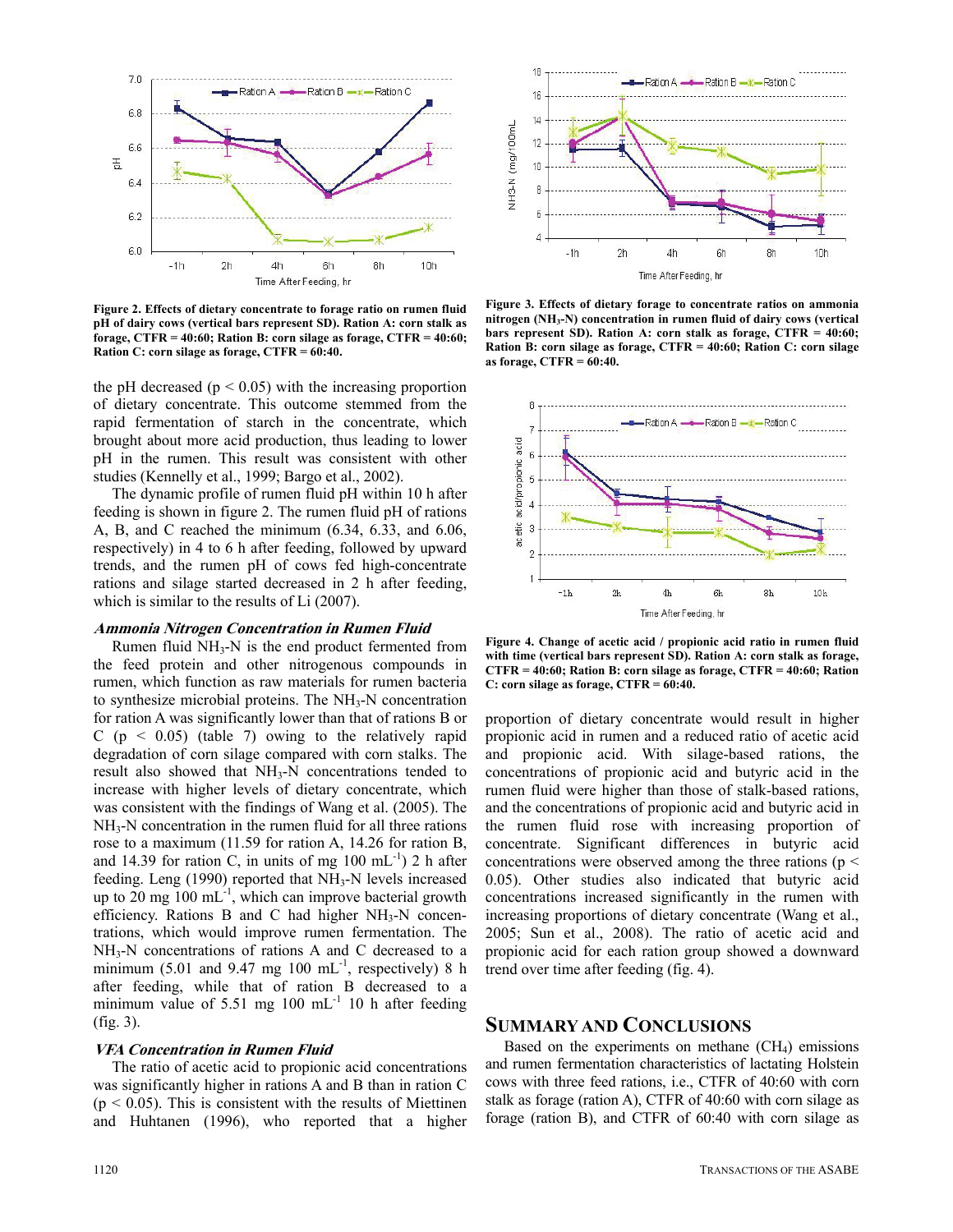Figure 2. Effects of dietary concentrate to forage ratio on rumen fluid pH of dairy cows (vertical bars represent SD). Ration A: corn stalk as forage, CTFR = 40:60; Ration B: corn silage as forage, CTFR = 40:60; Ration C: corn silage as forage, CTFR = 60:40.

Figure 3. Effects of dietary forage to concentrate ratios on ammonia nitrogen ($NH_3$-N) concentration in rumen fluid of dairy cows (vertical bars represent SD). Ration A: corn stalk as forage, CTFR = 40:60; Ration B: corn silage as forage, CTFR = 40:60; Ration C: corn silage as forage, CTFR = 60:40.

the pH decreased ($p < 0.05$) with the increasing proportion of dietary concentrate. This outcome stemmed from the rapid fermentation of starch in the concentrate, which brought about more acid production, thus leading to lower pH in the rumen. This result was consistent with other studies (Kennelly et al., 1999; Bargo et al., 2002).

The dynamic profile of rumen fluid pH within 10 h after feeding is shown in figure 2. The rumen fluid pH of rations A, B, and C reached the minimum (6.34, 6.33, and 6.06, respectively) in 4 to 6 h after feeding, followed by upward trends, and the rumen pH of cows fed high-concentrate rations and silage started decreased in 2 h after feeding, which is similar to the results of Li (2007).

### *Ammonia Nitrogen Concentration in Rumen Fluid*

Rumen fluid $NH_3$-N is the end product fermented from the feed protein and other nitrogenous compounds in rumen, which function as raw materials for rumen bacteria to synthesize microbial proteins. The $NH_3$-N concentration for ration A was significantly lower than that of rations B or C ($p < 0.05$) (table 7) owing to the relatively rapid degradation of corn silage compared with corn stalks. The result also showed that $NH_3$-N concentrations tended to increase with higher levels of dietary concentrate, which was consistent with the findings of Wang et al. (2005). The $NH_3$-N concentration in the rumen fluid for all three rations rose to a maximum (11.59 for ration A, 14.26 for ration B, and 14.39 for ration C, in units of mg 100 $mL^{-1}$) 2 h after feeding. Leng (1990) reported that $NH_3$-N levels increased up to 20 mg 100 $mL^{-1}$, which can improve bacterial growth efficiency. Rations B and C had higher $NH_3$-N concentrations, which would improve rumen fermentation. The $NH_3$-N concentrations of rations A and C decreased to a minimum (5.01 and 9.47 mg 100 $mL^{-1}$, respectively) 8 h after feeding, while that of ration B decreased to a minimum value of 5.51 mg 100 $mL^{-1}$ 10 h after feeding (fig. 3).

### *VFA Concentration in Rumen Fluid*

The ratio of acetic acid to propionic acid concentrations was significantly higher in rations A and B than in ration C ($p < 0.05$). This is consistent with the results of Miettinen and Huhtanen (1996), who reported that a higher proportion of dietary concentrate would result in higher propionic acid in rumen and a reduced ratio of acetic acid and propionic acid. With silage-based rations, the concentrations of propionic acid and butyric acid in the rumen fluid were higher than those of stalk-based rations, and the concentrations of propionic acid and butyric acid in the rumen fluid rose with increasing proportion of concentrate. Significant differences in butyric acid concentrations were observed among the three rations ($p < 0.05$). Other studies also indicated that butyric acid concentrations increased significantly in the rumen with increasing proportions of dietary concentrate (Wang et al., 2005; Sun et al., 2008). The ratio of acetic acid and propionic acid for each ration group showed a downward trend over time after feeding (fig. 4).

Figure 4. Change of acetic acid / propionic acid ratio in rumen fluid with time (vertical bars represent SD). Ration A: corn stalk as forage, CTFR = 40:60; Ration B: corn silage as forage, CTFR = 40:60; Ration C: corn silage as forage, CTFR = 60:40.

## Summary and Conclusions

Based on the experiments on methane ($CH_4$) emissions and rumen fermentation characteristics of lactating Holstein cows with three feed rations, i.e., CTFR of 40:60 with corn stalk as forage (ration A), CTFR of 40:60 with corn silage as forage (ration B), and CTFR of 60:40 with corn silage as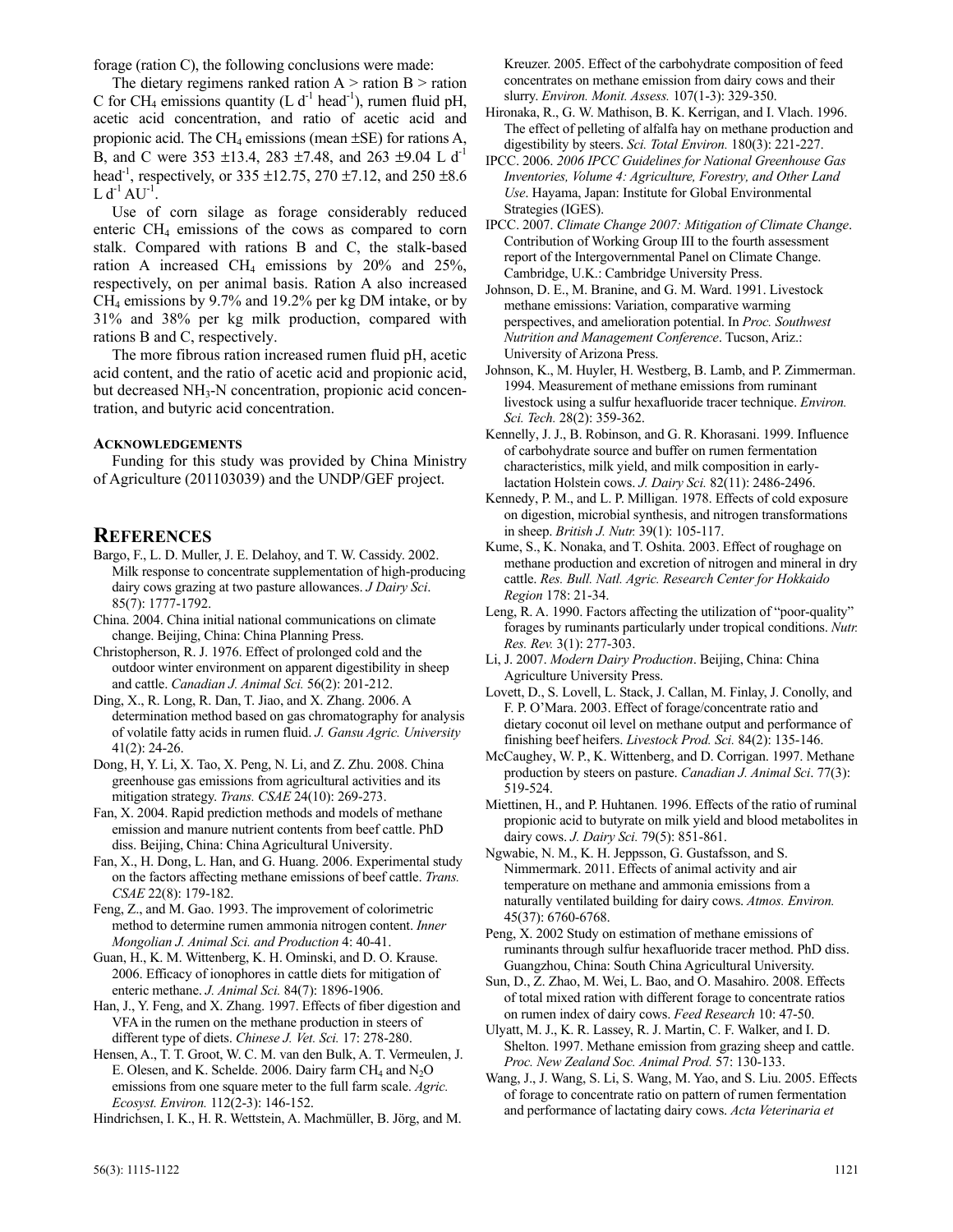forage (ration C), the following conclusions were made:

The dietary regimens ranked ration A > ration B > ration C for $CH_4$ emissions quantity (L $d^{-1}$ $head^{-1}$), rumen fluid pH, acetic acid concentration, and ratio of acetic acid and propionic acid. The $CH_4$ emissions (mean ±SE) for rations A, B, and C were 353 ±13.4, 283 ±7.48, and 263 ±9.04 L $d^{-1}$ $head^{-1}$, respectively, or 335 ±12.75, 270 ±7.12, and 250 ±8.6 L $d^{-1}$ $AU^{-1}$.

Use of corn silage as forage considerably reduced enteric $CH_4$ emissions of the cows as compared to corn stalk. Compared with rations B and C, the stalk-based ration A increased $CH_4$ emissions by 20% and 25%, respectively, on per animal basis. Ration A also increased $CH_4$ emissions by 9.7% and 19.2% per kg DM intake, or by 31% and 38% per kg milk production, compared with rations B and C, respectively.

The more fibrous ration increased rumen fluid pH, acetic acid content, and the ratio of acetic acid and propionic acid, but decreased $NH_3$-N concentration, propionic acid concentration, and butyric acid concentration.

### Acknowledgements

Funding for this study was provided by China Ministry of Agriculture (201103039) and the UNDP/GEF project.

## References

Bargo, F., L. D. Muller, J. E. Delahoy, and T. W. Cassidy. 2002. Milk response to concentrate supplementation of high-producing dairy cows grazing at two pasture allowances. *J Dairy Sci*. 85(7): 1777-1792.

China. 2004. China initial national communications on climate change. Beijing, China: China Planning Press.

Christopherson, R. J. 1976. Effect of prolonged cold and the outdoor winter environment on apparent digestibility in sheep and cattle. *Canadian J. Animal Sci.* 56(2): 201-212.

Ding, X., R. Long, R. Dan, T. Jiao, and X. Zhang. 2006. A determination method based on gas chromatography for analysis of volatile fatty acids in rumen fluid. *J. Gansu Agric. University* 41(2): 24-26.

Dong, H, Y. Li, X. Tao, X. Peng, N. Li, and Z. Zhu. 2008. China greenhouse gas emissions from agricultural activities and its mitigation strategy. *Trans. CSAE* 24(10): 269-273.

Fan, X. 2004. Rapid prediction methods and models of methane emission and manure nutrient contents from beef cattle. PhD diss. Beijing, China: China Agricultural University.

Fan, X., H. Dong, L. Han, and G. Huang. 2006. Experimental study on the factors affecting methane emissions of beef cattle. *Trans. CSAE* 22(8): 179-182.

Feng, Z., and M. Gao. 1993. The improvement of colorimetric method to determine rumen ammonia nitrogen content. *Inner Mongolian J. Animal Sci. and Production* 4: 40-41.

Guan, H., K. M. Wittenberg, K. H. Ominski, and D. O. Krause. 2006. Efficacy of ionophores in cattle diets for mitigation of enteric methane. *J. Animal Sci.* 84(7): 1896-1906.

Han, J., Y. Feng, and X. Zhang. 1997. Effects of fiber digestion and VFA in the rumen on the methane production in steers of different type of diets. *Chinese J. Vet. Sci.* 17: 278-280.

Hensen, A., T. T. Groot, W. C. M. van den Bulk, A. T. Vermeulen, J. E. Olesen, and K. Schelde. 2006. Dairy farm $CH_4$ and $N_2O$ emissions from one square meter to the full farm scale. *Agric. Ecosyst. Environ.* 112(2-3): 146-152.

Hindrichsen, I. K., H. R. Wettstein, A. Machmüller, B. Jörg, and M. Kreuzer. 2005. Effect of the carbohydrate composition of feed concentrates on methane emission from dairy cows and their slurry. *Environ. Monit. Assess.* 107(1-3): 329-350.

Hironaka, R., G. W. Mathison, B. K. Kerrigan, and I. Vlach. 1996. The effect of pelleting of alfalfa hay on methane production and digestibility by steers. *Sci. Total Environ.* 180(3): 221-227.

IPCC. 2006. *2006 IPCC Guidelines for National Greenhouse Gas Inventories, Volume 4: Agriculture, Forestry, and Other Land Use*. Hayama, Japan: Institute for Global Environmental Strategies (IGES).

IPCC. 2007. *Climate Change 2007: Mitigation of Climate Change*. Contribution of Working Group III to the fourth assessment report of the Intergovernmental Panel on Climate Change. Cambridge, U.K.: Cambridge University Press.

Johnson, D. E., M. Branine, and G. M. Ward. 1991. Livestock methane emissions: Variation, comparative warming perspectives, and amelioration potential. In *Proc. Southwest Nutrition and Management Conference*. Tucson, Ariz.: University of Arizona Press.

Johnson, K., M. Huyler, H. Westberg, B. Lamb, and P. Zimmerman. 1994. Measurement of methane emissions from ruminant livestock using a sulfur hexafluoride tracer technique. *Environ. Sci. Tech.* 28(2): 359-362.

Kennelly, J. J., B. Robinson, and G. R. Khorasani. 1999. Influence of carbohydrate source and buffer on rumen fermentation characteristics, milk yield, and milk composition in early-lactation Holstein cows. *J. Dairy Sci.* 82(11): 2486-2496.

Kennedy, P. M., and L. P. Milligan. 1978. Effects of cold exposure on digestion, microbial synthesis, and nitrogen transformations in sheep. *British J. Nutr.* 39(1): 105-117.

Kume, S., K. Nonaka, and T. Oshita. 2003. Effect of roughage on methane production and excretion of nitrogen and mineral in dry cattle. *Res. Bull. Natl. Agric. Research Center for Hokkaido Region* 178: 21-34.

Leng, R. A. 1990. Factors affecting the utilization of "poor-quality" forages by ruminants particularly under tropical conditions. *Nutr. Res. Rev.* 3(1): 277-303.

Li, J. 2007. *Modern Dairy Production*. Beijing, China: China Agriculture University Press.

Lovett, D., S. Lovell, L. Stack, J. Callan, M. Finlay, J. Conolly, and F. P. O'Mara. 2003. Effect of forage/concentrate ratio and dietary coconut oil level on methane output and performance of finishing beef heifers. *Livestock Prod. Sci.* 84(2): 135-146.

McCaughey, W. P., K. Wittenberg, and D. Corrigan. 1997. Methane production by steers on pasture. *Canadian J. Animal Sci*. 77(3): 519-524.

Miettinen, H., and P. Huhtanen. 1996. Effects of the ratio of ruminal propionic acid to butyrate on milk yield and blood metabolites in dairy cows. *J. Dairy Sci.* 79(5): 851-861.

Ngwabie, N. M., K. H. Jeppsson, G. Gustafsson, and S. Nimmermark. 2011. Effects of animal activity and air temperature on methane and ammonia emissions from a naturally ventilated building for dairy cows. *Atmos. Environ.* 45(37): 6760-6768.

Peng, X. 2002 Study on estimation of methane emissions of ruminants through sulfur hexafluoride tracer method. PhD diss. Guangzhou, China: South China Agricultural University.

Sun, D., Z. Zhao, M. Wei, L. Bao, and O. Masahiro. 2008. Effects of total mixed ration with different forage to concentrate ratios on rumen index of dairy cows. *Feed Research* 10: 47-50.

Ulyatt, M. J., K. R. Lassey, R. J. Martin, C. F. Walker, and I. D. Shelton. 1997. Methane emission from grazing sheep and cattle. *Proc. New Zealand Soc. Animal Prod.* 57: 130-133.

Wang, J., J. Wang, S. Li, S. Wang, M. Yao, and S. Liu. 2005. Effects of forage to concentrate ratio on pattern of rumen fermentation and performance of lactating dairy cows. *Acta Veterinaria et*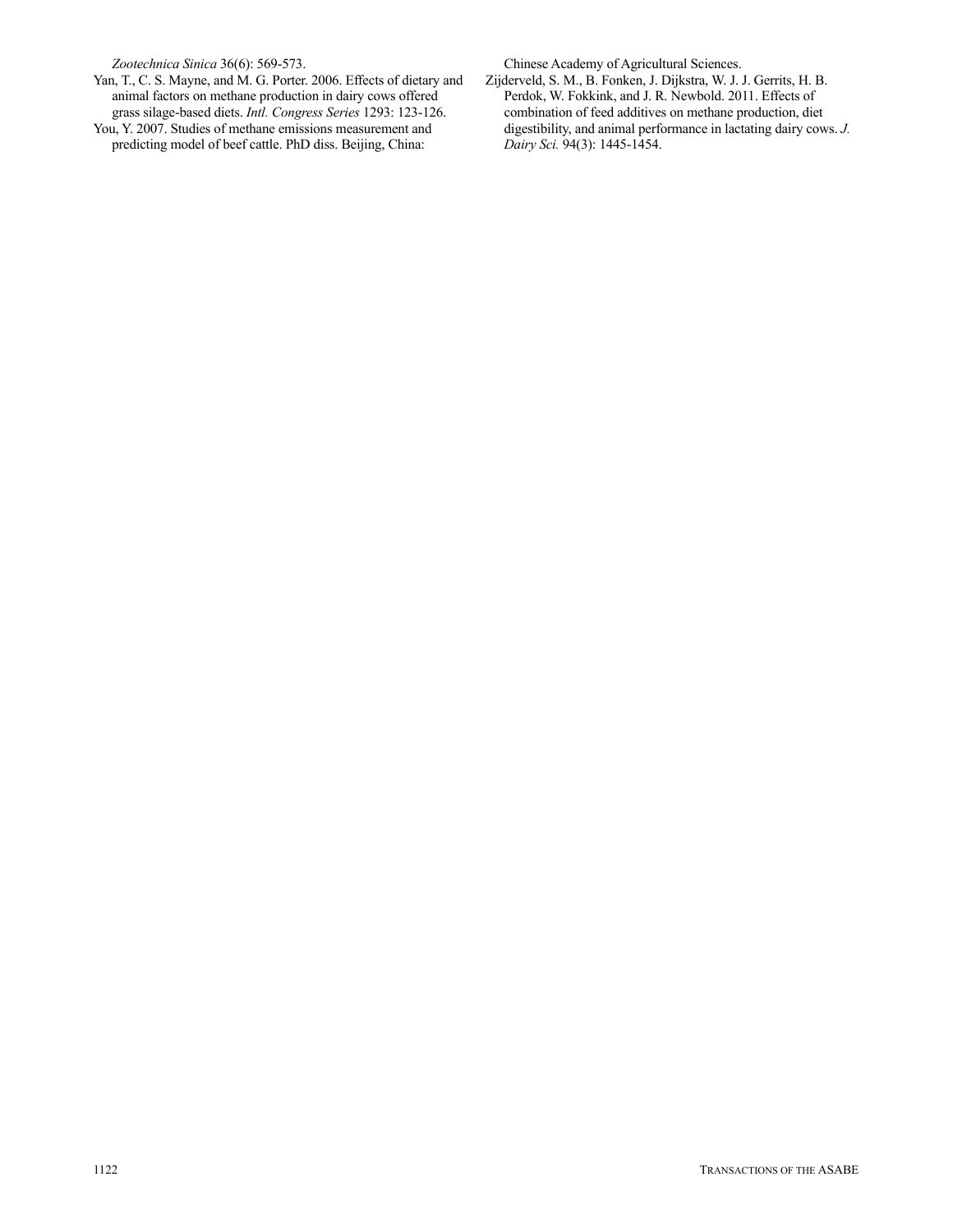*Zootechnica Sinica* 36(6): 569-573.

Yan, T., C. S. Mayne, and M. G. Porter. 2006. Effects of dietary and animal factors on methane production in dairy cows offered grass silage-based diets. *Intl. Congress Series* 1293: 123-126.

You, Y. 2007. Studies of methane emissions measurement and predicting model of beef cattle. PhD diss. Beijing, China: Chinese Academy of Agricultural Sciences.

Zijderveld, S. M., B. Fonken, J. Dijkstra, W. J. J. Gerrits, H. B. Perdok, W. Fokkink, and J. R. Newbold. 2011. Effects of combination of feed additives on methane production, diet digestibility, and animal performance in lactating dairy cows. *J. Dairy Sci.* 94(3): 1445-1454.